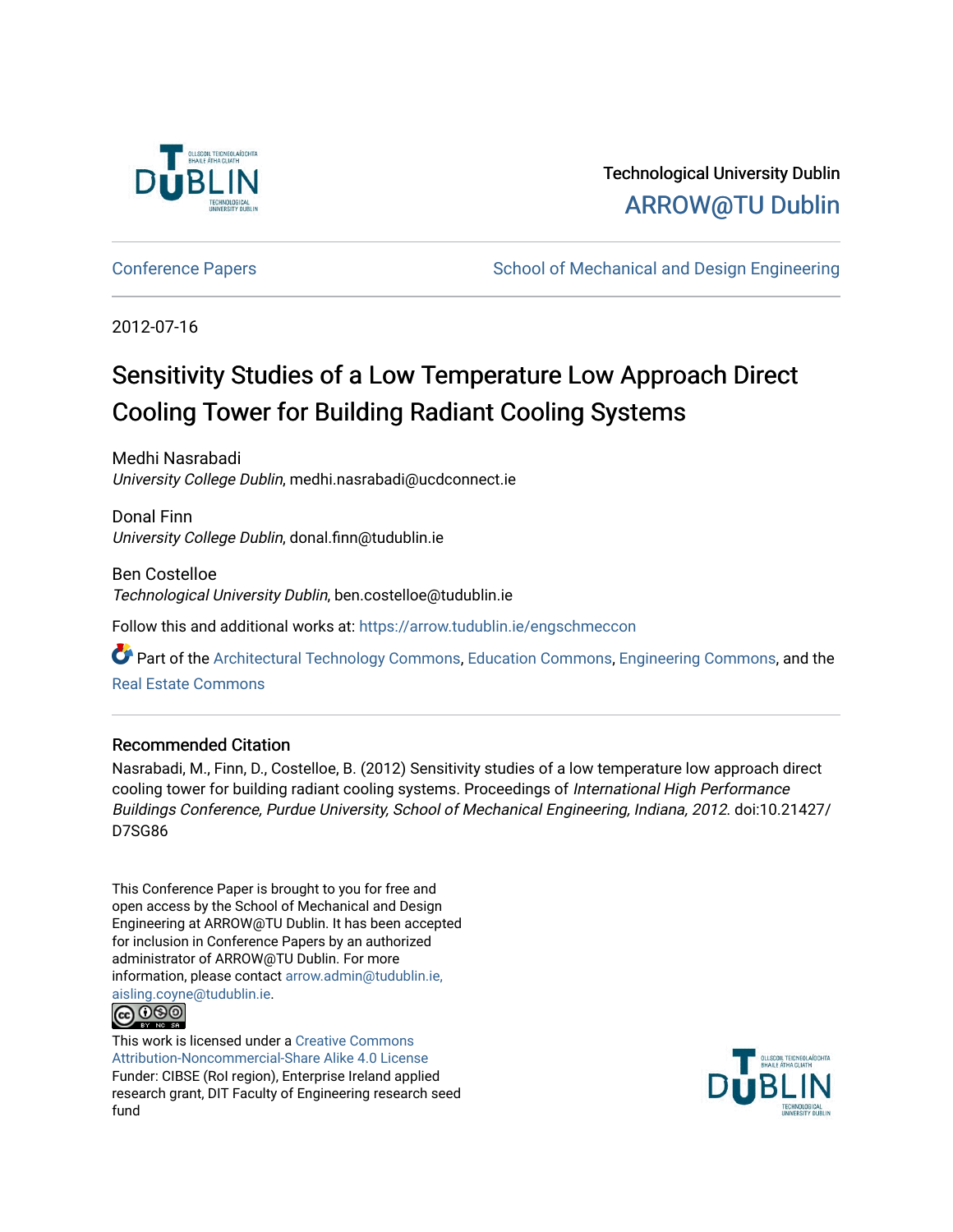Technological University Dublin

ARROW@TU Dublin

Conference Papers | School of Mechanical and Design Engineering

2012-07-16

# Sensitivity Studies of a Low Temperature Low Approach Direct Cooling Tower for Building Radiant Cooling Systems

Medhi Nasrabadi
*University College Dublin*, medhi.nasrabadi@ucdconnect.ie

Donal Finn
*University College Dublin*, donal.finn@tudublin.ie

Ben Costelloe
*Technological University Dublin*, ben.costelloe@tudublin.ie

Follow this and additional works at: https://arrow.tudublin.ie/engschmeccon

Part of the Architectural Technology Commons, Education Commons, Engineering Commons, and the Real Estate Commons

## Recommended Citation

Nasrabadi, M., Finn, D., Costelloe, B. (2012) Sensitivity studies of a low temperature low approach direct cooling tower for building radiant cooling systems. Proceedings of *International High Performance Buildings Conference, Purdue University, School of Mechanical Engineering, Indiana, 2012*. doi:10.21427/D7SG86

This Conference Paper is brought to you for free and open access by the School of Mechanical and Design Engineering at ARROW@TU Dublin. It has been accepted for inclusion in Conference Papers by an authorized administrator of ARROW@TU Dublin. For more information, please contact arrow.admin@tudublin.ie, aisling.coyne@tudublin.ie.

This work is licensed under a Creative Commons Attribution-Noncommercial-Share Alike 4.0 License
Funder: CIBSE (RoI region), Enterprise Ireland applied research grant, DIT Faculty of Engineering research seed fund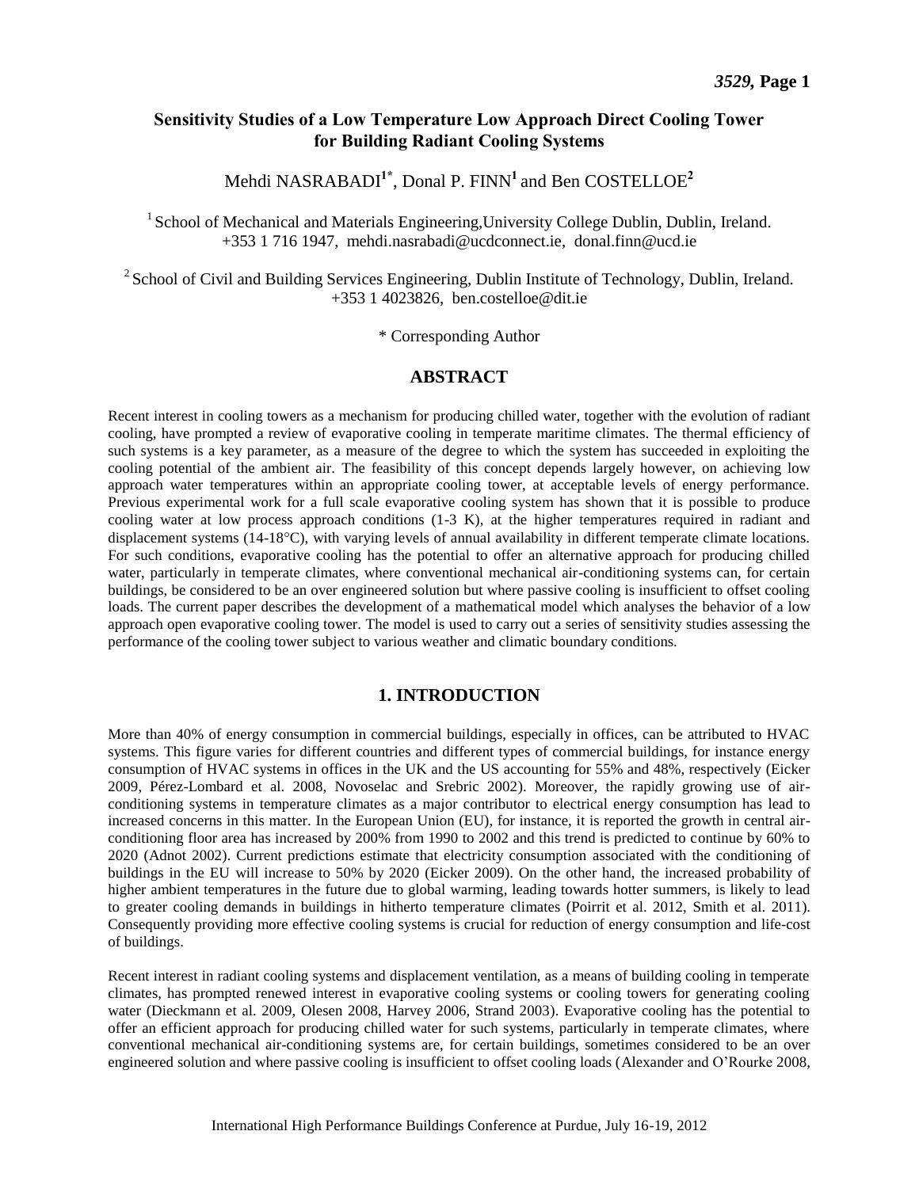# Sensitivity Studies of a Low Temperature Low Approach Direct Cooling Tower for Building Radiant Cooling Systems

Mehdi NASRABADI[1*], Donal P. FINN[1] and Ben COSTELLOE[2]

[1] School of Mechanical and Materials Engineering,University College Dublin, Dublin, Ireland. +353 1 716 1947, mehdi.nasrabadi@ucdconnect.ie, donal.finn@ucd.ie

[2] School of Civil and Building Services Engineering, Dublin Institute of Technology, Dublin, Ireland. +353 1 4023826, ben.costelloe@dit.ie

\* Corresponding Author

## ABSTRACT

Recent interest in cooling towers as a mechanism for producing chilled water, together with the evolution of radiant cooling, have prompted a review of evaporative cooling in temperate maritime climates. The thermal efficiency of such systems is a key parameter, as a measure of the degree to which the system has succeeded in exploiting the cooling potential of the ambient air. The feasibility of this concept depends largely however, on achieving low approach water temperatures within an appropriate cooling tower, at acceptable levels of energy performance. Previous experimental work for a full scale evaporative cooling system has shown that it is possible to produce cooling water at low process approach conditions (1-3 K), at the higher temperatures required in radiant and displacement systems (14-18°C), with varying levels of annual availability in different temperate climate locations. For such conditions, evaporative cooling has the potential to offer an alternative approach for producing chilled water, particularly in temperate climates, where conventional mechanical air-conditioning systems can, for certain buildings, be considered to be an over engineered solution but where passive cooling is insufficient to offset cooling loads. The current paper describes the development of a mathematical model which analyses the behavior of a low approach open evaporative cooling tower. The model is used to carry out a series of sensitivity studies assessing the performance of the cooling tower subject to various weather and climatic boundary conditions.

## 1. INTRODUCTION

More than 40% of energy consumption in commercial buildings, especially in offices, can be attributed to HVAC systems. This figure varies for different countries and different types of commercial buildings, for instance energy consumption of HVAC systems in offices in the UK and the US accounting for 55% and 48%, respectively (Eicker 2009, Pérez-Lombard et al. 2008, Novoselac and Srebric 2002). Moreover, the rapidly growing use of air-conditioning systems in temperature climates as a major contributor to electrical energy consumption has lead to increased concerns in this matter. In the European Union (EU), for instance, it is reported the growth in central air-conditioning floor area has increased by 200% from 1990 to 2002 and this trend is predicted to continue by 60% to 2020 (Adnot 2002). Current predictions estimate that electricity consumption associated with the conditioning of buildings in the EU will increase to 50% by 2020 (Eicker 2009). On the other hand, the increased probability of higher ambient temperatures in the future due to global warming, leading towards hotter summers, is likely to lead to greater cooling demands in buildings in hitherto temperature climates (Poirrit et al. 2012, Smith et al. 2011). Consequently providing more effective cooling systems is crucial for reduction of energy consumption and life-cost of buildings.

Recent interest in radiant cooling systems and displacement ventilation, as a means of building cooling in temperate climates, has prompted renewed interest in evaporative cooling systems or cooling towers for generating cooling water (Dieckmann et al. 2009, Olesen 2008, Harvey 2006, Strand 2003). Evaporative cooling has the potential to offer an efficient approach for producing chilled water for such systems, particularly in temperate climates, where conventional mechanical air-conditioning systems are, for certain buildings, sometimes considered to be an over engineered solution and where passive cooling is insufficient to offset cooling loads (Alexander and O'Rourke 2008,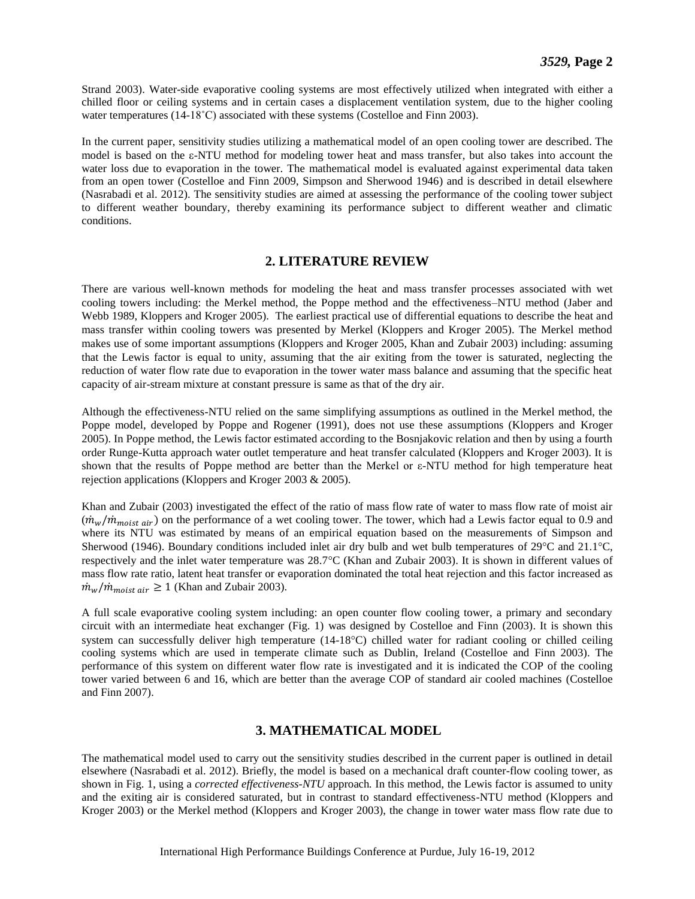Strand 2003). Water-side evaporative cooling systems are most effectively utilized when integrated with either a chilled floor or ceiling systems and in certain cases a displacement ventilation system, due to the higher cooling water temperatures (14-18˚C) associated with these systems (Costelloe and Finn 2003).

In the current paper, sensitivity studies utilizing a mathematical model of an open cooling tower are described. The model is based on the ε-NTU method for modeling tower heat and mass transfer, but also takes into account the water loss due to evaporation in the tower. The mathematical model is evaluated against experimental data taken from an open tower (Costelloe and Finn 2009, Simpson and Sherwood 1946) and is described in detail elsewhere (Nasrabadi et al. 2012). The sensitivity studies are aimed at assessing the performance of the cooling tower subject to different weather boundary, thereby examining its performance subject to different weather and climatic conditions.

## 2. LITERATURE REVIEW

There are various well-known methods for modeling the heat and mass transfer processes associated with wet cooling towers including: the Merkel method, the Poppe method and the effectiveness–NTU method (Jaber and Webb 1989, Kloppers and Kroger 2005). The earliest practical use of differential equations to describe the heat and mass transfer within cooling towers was presented by Merkel (Kloppers and Kroger 2005). The Merkel method makes use of some important assumptions (Kloppers and Kroger 2005, Khan and Zubair 2003) including: assuming that the Lewis factor is equal to unity, assuming that the air exiting from the tower is saturated, neglecting the reduction of water flow rate due to evaporation in the tower water mass balance and assuming that the specific heat capacity of air-stream mixture at constant pressure is same as that of the dry air.

Although the effectiveness-NTU relied on the same simplifying assumptions as outlined in the Merkel method, the Poppe model, developed by Poppe and Rogener (1991), does not use these assumptions (Kloppers and Kroger 2005). In Poppe method, the Lewis factor estimated according to the Bosnjakovic relation and then by using a fourth order Runge-Kutta approach water outlet temperature and heat transfer calculated (Kloppers and Kroger 2003). It is shown that the results of Poppe method are better than the Merkel or ε-NTU method for high temperature heat rejection applications (Kloppers and Kroger 2003 & 2005).

Khan and Zubair (2003) investigated the effect of the ratio of mass flow rate of water to mass flow rate of moist air ($\dot{m}_w/\dot{m}_{moist\ air}$) on the performance of a wet cooling tower. The tower, which had a Lewis factor equal to 0.9 and where its NTU was estimated by means of an empirical equation based on the measurements of Simpson and Sherwood (1946). Boundary conditions included inlet air dry bulb and wet bulb temperatures of 29°C and 21.1°C, respectively and the inlet water temperature was 28.7°C (Khan and Zubair 2003). It is shown in different values of mass flow rate ratio, latent heat transfer or evaporation dominated the total heat rejection and this factor increased as $\dot{m}_w/\dot{m}_{moist\ air} \geq 1$ (Khan and Zubair 2003).

A full scale evaporative cooling system including: an open counter flow cooling tower, a primary and secondary circuit with an intermediate heat exchanger (Fig. 1) was designed by Costelloe and Finn (2003). It is shown this system can successfully deliver high temperature (14-18°C) chilled water for radiant cooling or chilled ceiling cooling systems which are used in temperate climate such as Dublin, Ireland (Costelloe and Finn 2003). The performance of this system on different water flow rate is investigated and it is indicated the COP of the cooling tower varied between 6 and 16, which are better than the average COP of standard air cooled machines (Costelloe and Finn 2007).

## 3. MATHEMATICAL MODEL

The mathematical model used to carry out the sensitivity studies described in the current paper is outlined in detail elsewhere (Nasrabadi et al. 2012). Briefly, the model is based on a mechanical draft counter-flow cooling tower, as shown in Fig. 1, using a *corrected effectiveness-NTU* approach*.* In this method, the Lewis factor is assumed to unity and the exiting air is considered saturated, but in contrast to standard effectiveness-NTU method (Kloppers and Kroger 2003) or the Merkel method (Kloppers and Kroger 2003), the change in tower water mass flow rate due to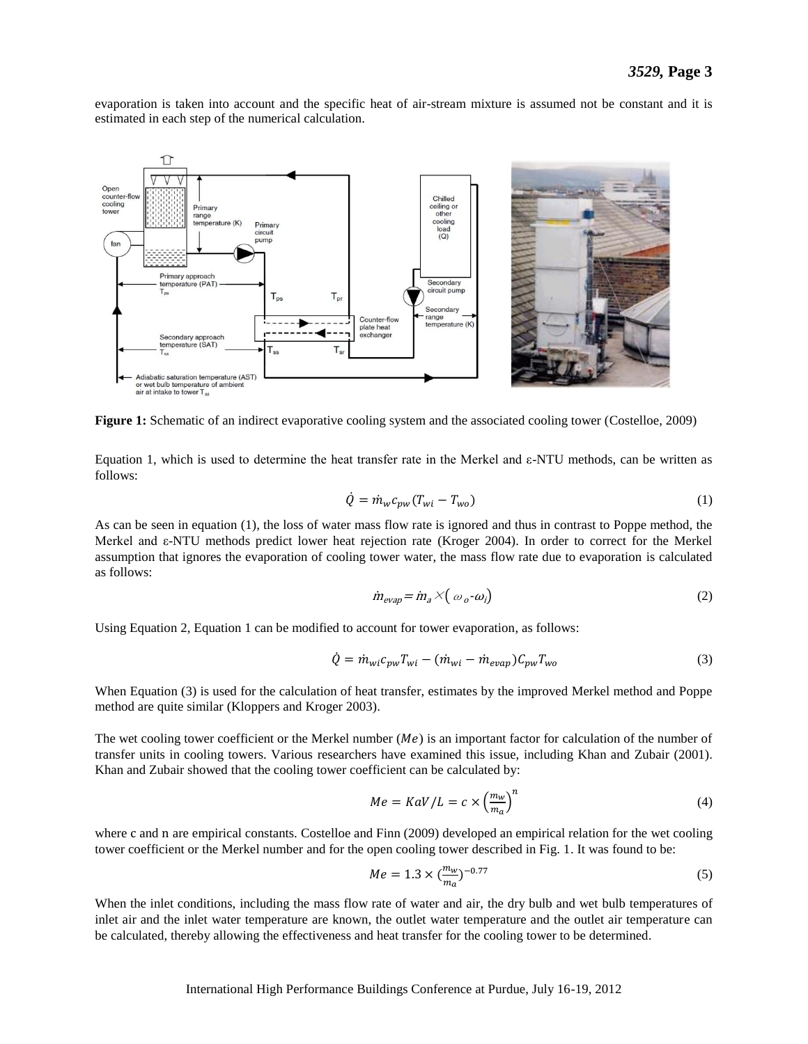evaporation is taken into account and the specific heat of air-stream mixture is assumed not be constant and it is estimated in each step of the numerical calculation.

**Figure 1:** Schematic of an indirect evaporative cooling system and the associated cooling tower (Costelloe, 2009)

Equation 1, which is used to determine the heat transfer rate in the Merkel and ε-NTU methods, can be written as follows:

$$\dot{Q} = \dot{m}_w c_{pw} (T_{wi} - T_{wo}) \tag{1}$$

As can be seen in equation (1), the loss of water mass flow rate is ignored and thus in contrast to Poppe method, the Merkel and ε-NTU methods predict lower heat rejection rate (Kroger 2004). In order to correct for the Merkel assumption that ignores the evaporation of cooling tower water, the mass flow rate due to evaporation is calculated as follows:

$$\dot{m}_{evap} = \dot{m}_a \times (\omega_o - \omega_i) \tag{2}$$

Using Equation 2, Equation 1 can be modified to account for tower evaporation, as follows:

$$\dot{Q} = \dot{m}_{wi} c_{pw} T_{wi} - (\dot{m}_{wi} - \dot{m}_{evap}) C_{pw} T_{wo} \tag{3}$$

When Equation (3) is used for the calculation of heat transfer, estimates by the improved Merkel method and Poppe method are quite similar (Kloppers and Kroger 2003).

The wet cooling tower coefficient or the Merkel number ($Me$) is an important factor for calculation of the number of transfer units in cooling towers. Various researchers have examined this issue, including Khan and Zubair (2001). Khan and Zubair showed that the cooling tower coefficient can be calculated by:

$$Me = KaV/L = c \times \left(\frac{m_w}{m_a}\right)^n \tag{4}$$

where c and n are empirical constants. Costelloe and Finn (2009) developed an empirical relation for the wet cooling tower coefficient or the Merkel number and for the open cooling tower described in Fig. 1. It was found to be:

$$Me = 1.3 \times \left(\frac{m_w}{m_a}\right)^{-0.77} \tag{5}$$

When the inlet conditions, including the mass flow rate of water and air, the dry bulb and wet bulb temperatures of inlet air and the inlet water temperature are known, the outlet water temperature and the outlet air temperature can be calculated, thereby allowing the effectiveness and heat transfer for the cooling tower to be determined.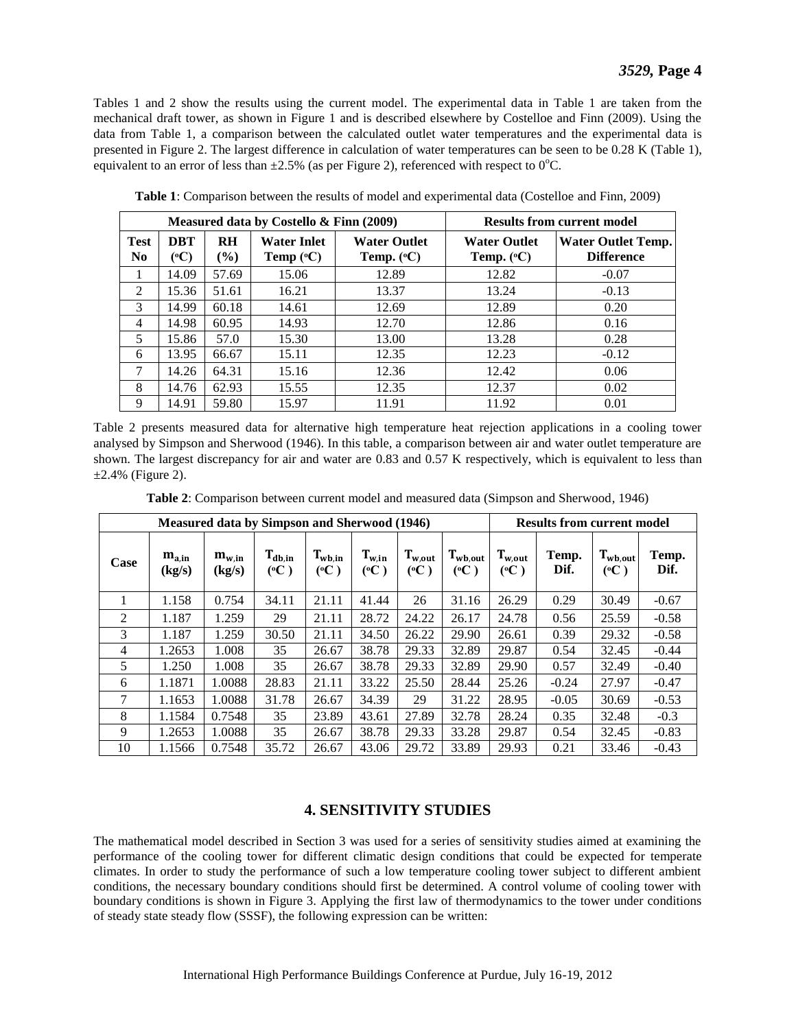Tables 1 and 2 show the results using the current model. The experimental data in Table 1 are taken from the mechanical draft tower, as shown in Figure 1 and is described elsewhere by Costelloe and Finn (2009). Using the data from Table 1, a comparison between the calculated outlet water temperatures and the experimental data is presented in Figure 2. The largest difference in calculation of water temperatures can be seen to be 0.28 K (Table 1), equivalent to an error of less than ±2.5% (as per Figure 2), referenced with respect to 0°C.

**Table 1**: Comparison between the results of model and experimental data (Costelloe and Finn, 2009)

| Measured data by Costello & Finn (2009) | | | | | Results from current model | |
|---|---|---|---|---|---|---|
| **Test No** | **DBT (°C)** | **RH (%)** | **Water Inlet Temp (°C)** | **Water Outlet Temp. (°C)** | **Water Outlet Temp. (°C)** | **Water Outlet Temp. Difference** |
| 1 | 14.09 | 57.69 | 15.06 | 12.89 | 12.82 | -0.07 |
| 2 | 15.36 | 51.61 | 16.21 | 13.37 | 13.24 | -0.13 |
| 3 | 14.99 | 60.18 | 14.61 | 12.69 | 12.89 | 0.20 |
| 4 | 14.98 | 60.95 | 14.93 | 12.70 | 12.86 | 0.16 |
| 5 | 15.86 | 57.0 | 15.30 | 13.00 | 13.28 | 0.28 |
| 6 | 13.95 | 66.67 | 15.11 | 12.35 | 12.23 | -0.12 |
| 7 | 14.26 | 64.31 | 15.16 | 12.36 | 12.42 | 0.06 |
| 8 | 14.76 | 62.93 | 15.55 | 12.35 | 12.37 | 0.02 |
| 9 | 14.91 | 59.80 | 15.97 | 11.91 | 11.92 | 0.01 |

Table 2 presents measured data for alternative high temperature heat rejection applications in a cooling tower analysed by Simpson and Sherwood (1946). In this table, a comparison between air and water outlet temperature are shown. The largest discrepancy for air and water are 0.83 and 0.57 K respectively, which is equivalent to less than ±2.4% (Figure 2).

**Table 2**: Comparison between current model and measured data (Simpson and Sherwood, 1946)

| Measured data by Simpson and Sherwood (1946) | | | | | | | | Results from current model | | | |
|---|---|---|---|---|---|---|---|---|---|---|---|
| **Case** | $m_{a,in}$ (kg/s) | $m_{w,in}$ (kg/s) | $T_{db,in}$ (°C ) | $T_{wb,in}$ (°C ) | $T_{w,in}$ (°C ) | $T_{w,out}$ (°C ) | $T_{wb,out}$ (°C ) | $T_{w,out}$ (°C ) | **Temp. Dif.** | $T_{wb,out}$ (°C ) | **Temp. Dif.** |
| 1 | 1.158 | 0.754 | 34.11 | 21.11 | 41.44 | 26 | 31.16 | 26.29 | 0.29 | 30.49 | -0.67 |
| 2 | 1.187 | 1.259 | 29 | 21.11 | 28.72 | 24.22 | 26.17 | 24.78 | 0.56 | 25.59 | -0.58 |
| 3 | 1.187 | 1.259 | 30.50 | 21.11 | 34.50 | 26.22 | 29.90 | 26.61 | 0.39 | 29.32 | -0.58 |
| 4 | 1.2653 | 1.008 | 35 | 26.67 | 38.78 | 29.33 | 32.89 | 29.87 | 0.54 | 32.45 | -0.44 |
| 5 | 1.250 | 1.008 | 35 | 26.67 | 38.78 | 29.33 | 32.89 | 29.90 | 0.57 | 32.49 | -0.40 |
| 6 | 1.1871 | 1.0088 | 28.83 | 21.11 | 33.22 | 25.50 | 28.44 | 25.26 | -0.24 | 27.97 | -0.47 |
| 7 | 1.1653 | 1.0088 | 31.78 | 26.67 | 34.39 | 29 | 31.22 | 28.95 | -0.05 | 30.69 | -0.53 |
| 8 | 1.1584 | 0.7548 | 35 | 23.89 | 43.61 | 27.89 | 32.78 | 28.24 | 0.35 | 32.48 | -0.3 |
| 9 | 1.2653 | 1.0088 | 35 | 26.67 | 38.78 | 29.33 | 33.28 | 29.87 | 0.54 | 32.45 | -0.83 |
| 10 | 1.1566 | 0.7548 | 35.72 | 26.67 | 43.06 | 29.72 | 33.89 | 29.93 | 0.21 | 33.46 | -0.43 |

## 4. SENSITIVITY STUDIES

The mathematical model described in Section 3 was used for a series of sensitivity studies aimed at examining the performance of the cooling tower for different climatic design conditions that could be expected for temperate climates. In order to study the performance of such a low temperature cooling tower subject to different ambient conditions, the necessary boundary conditions should first be determined. A control volume of cooling tower with boundary conditions is shown in Figure 3. Applying the first law of thermodynamics to the tower under conditions of steady state steady flow (SSSF), the following expression can be written: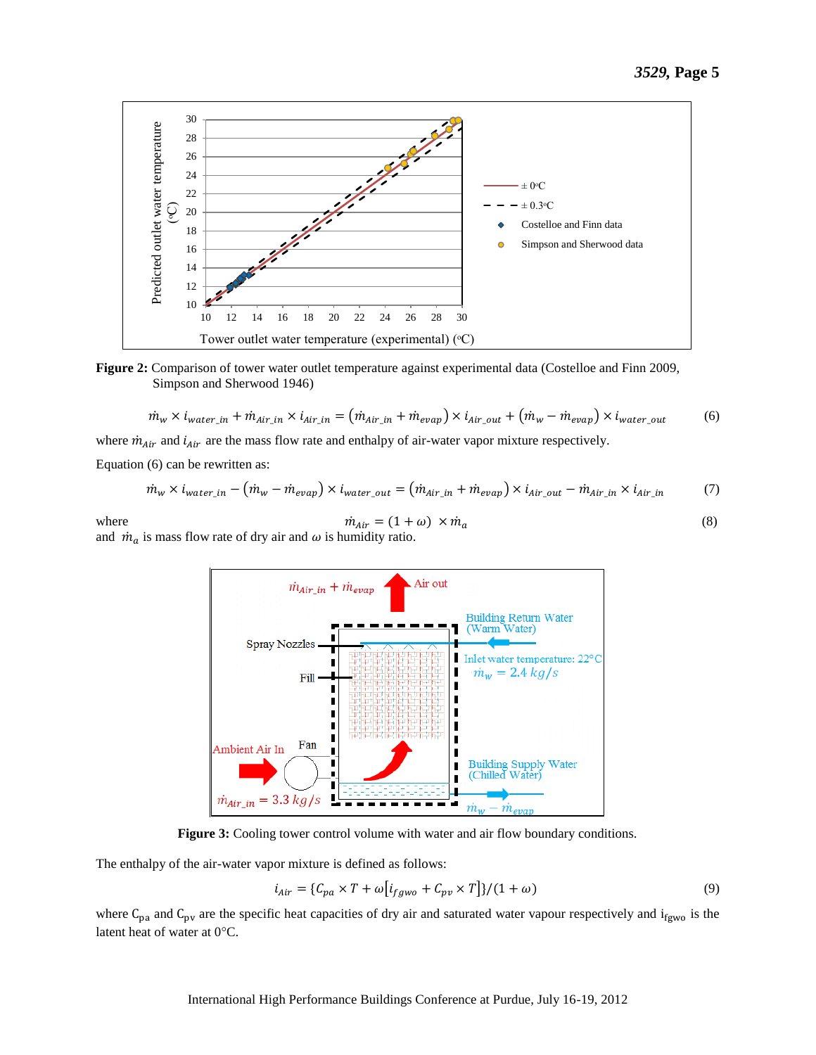**Figure 2:** Comparison of tower water outlet temperature against experimental data (Costelloe and Finn 2009, Simpson and Sherwood 1946)

$$\dot{m}_w \times i_{water\_in} + \dot{m}_{Air\_in} \times i_{Air\_in} = \left(\dot{m}_{Air\_in} + \dot{m}_{evap}\right) \times i_{Air\_out} + \left(\dot{m}_w - \dot{m}_{evap}\right) \times i_{water\_out} \quad (6)$$

where $\dot{m}_{Air}$ and $i_{Air}$ are the mass flow rate and enthalpy of air-water vapor mixture respectively.

Equation (6) can be rewritten as:

$$\dot{m}_w \times i_{water\_in} - \left(\dot{m}_w - \dot{m}_{evap}\right) \times i_{water\_out} = \left(\dot{m}_{Air\_in} + \dot{m}_{evap}\right) \times i_{Air\_out} - \dot{m}_{Air\_in} \times i_{Air\_in} \quad (7)$$

where

$$\dot{m}_{Air} = (1 + \omega) \times \dot{m}_a \quad (8)$$

and $\dot{m}_a$ is mass flow rate of dry air and $\omega$ is humidity ratio.

**Figure 3:** Cooling tower control volume with water and air flow boundary conditions.

The enthalpy of the air-water vapor mixture is defined as follows:

$$i_{Air} = \{C_{pa} \times T + \omega\left[i_{fgwo} + C_{pv} \times T\right]\}/(1 + \omega) \quad (9)$$

where $C_{pa}$ and $C_{pv}$ are the specific heat capacities of dry air and saturated water vapour respectively and $i_{fgwo}$ is the latent heat of water at 0°C.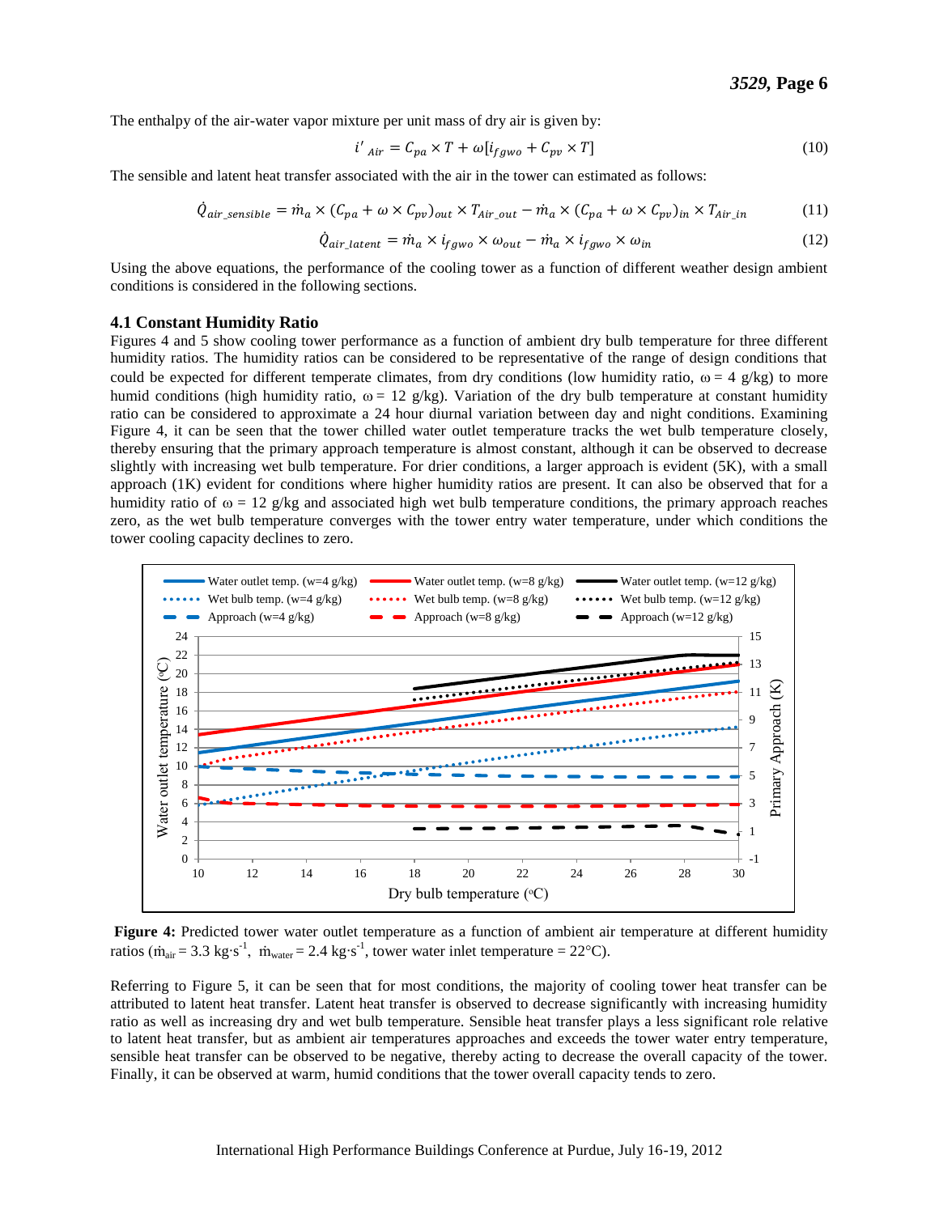The enthalpy of the air-water vapor mixture per unit mass of dry air is given by:

$$i'_{Air} = C_{pa} \times T + \omega[i_{fgwo} + C_{pv} \times T] \tag{10}$$

The sensible and latent heat transfer associated with the air in the tower can estimated as follows:

$$\dot{Q}_{air\_sensible} = \dot{m}_a \times (C_{pa} + \omega \times C_{pv})_{out} \times T_{Air\_out} - \dot{m}_a \times (C_{pa} + \omega \times C_{pv})_{in} \times T_{Air\_in} \tag{11}$$

$$\dot{Q}_{air\_latent} = \dot{m}_a \times i_{fgwo} \times \omega_{out} - \dot{m}_a \times i_{fgwo} \times \omega_{in} \tag{12}$$

Using the above equations, the performance of the cooling tower as a function of different weather design ambient conditions is considered in the following sections.

### 4.1 Constant Humidity Ratio

Figures 4 and 5 show cooling tower performance as a function of ambient dry bulb temperature for three different humidity ratios. The humidity ratios can be considered to be representative of the range of design conditions that could be expected for different temperate climates, from dry conditions (low humidity ratio, $\omega$ = 4 g/kg) to more humid conditions (high humidity ratio, $\omega$ = 12 g/kg). Variation of the dry bulb temperature at constant humidity ratio can be considered to approximate a 24 hour diurnal variation between day and night conditions. Examining Figure 4, it can be seen that the tower chilled water outlet temperature tracks the wet bulb temperature closely, thereby ensuring that the primary approach temperature is almost constant, although it can be observed to decrease slightly with increasing wet bulb temperature. For drier conditions, a larger approach is evident (5K), with a small approach (1K) evident for conditions where higher humidity ratios are present. It can also be observed that for a humidity ratio of $\omega$ = 12 g/kg and associated high wet bulb temperature conditions, the primary approach reaches zero, as the wet bulb temperature converges with the tower entry water temperature, under which conditions the tower cooling capacity declines to zero.

**Figure 4:** Predicted tower water outlet temperature as a function of ambient air temperature at different humidity ratios ($\dot{m}_{air}$ = 3.3 kg·s$^{-1}$, $\dot{m}_{water}$ = 2.4 kg·s$^{-1}$, tower water inlet temperature = 22°C).

Referring to Figure 5, it can be seen that for most conditions, the majority of cooling tower heat transfer can be attributed to latent heat transfer. Latent heat transfer is observed to decrease significantly with increasing humidity ratio as well as increasing dry and wet bulb temperature. Sensible heat transfer plays a less significant role relative to latent heat transfer, but as ambient air temperatures approaches and exceeds the tower water entry temperature, sensible heat transfer can be observed to be negative, thereby acting to decrease the overall capacity of the tower. Finally, it can be observed at warm, humid conditions that the tower overall capacity tends to zero.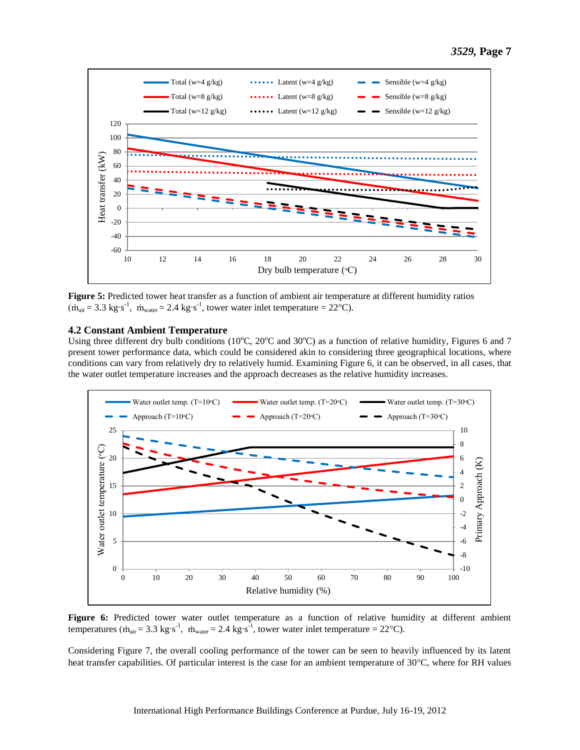**Figure 5:** Predicted tower heat transfer as a function of ambient air temperature at different humidity ratios ($\dot{m}_{air}$ = 3.3 kg·s$^{-1}$, $\dot{m}_{water}$ = 2.4 kg·s$^{-1}$, tower water inlet temperature = 22°C).

### 4.2 Constant Ambient Temperature

Using three different dry bulb conditions (10°C, 20°C and 30°C) as a function of relative humidity, Figures 6 and 7 present tower performance data, which could be considered akin to considering three geographical locations, where conditions can vary from relatively dry to relatively humid. Examining Figure 6, it can be observed, in all cases, that the water outlet temperature increases and the approach decreases as the relative humidity increases.

**Figure 6:** Predicted tower water outlet temperature as a function of relative humidity at different ambient temperatures ($\dot{m}_{air}$ = 3.3 kg·s$^{-1}$, $\dot{m}_{water}$ = 2.4 kg·s$^{-1}$, tower water inlet temperature = 22°C).

Considering Figure 7, the overall cooling performance of the tower can be seen to heavily influenced by its latent heat transfer capabilities. Of particular interest is the case for an ambient temperature of 30°C, where for RH values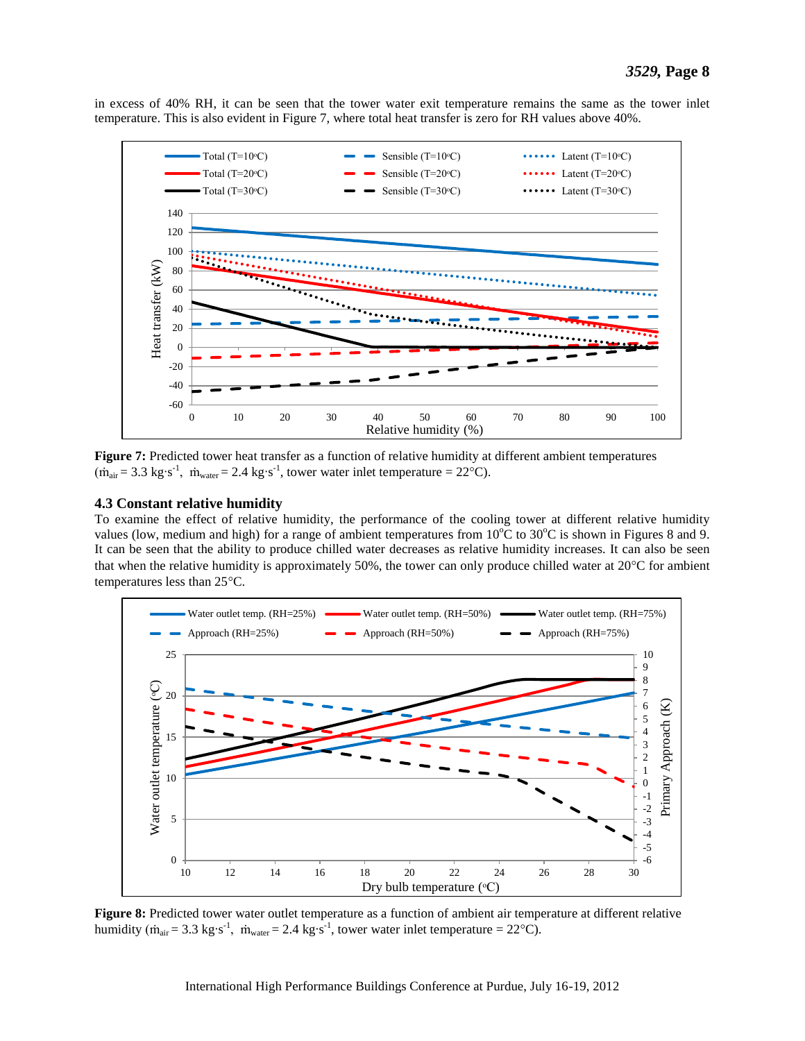in excess of 40% RH, it can be seen that the tower water exit temperature remains the same as the tower inlet temperature. This is also evident in Figure 7, where total heat transfer is zero for RH values above 40%.

**Figure 7:** Predicted tower heat transfer as a function of relative humidity at different ambient temperatures ($\dot{m}_{air}$ = 3.3 kg·s$^{-1}$, $\dot{m}_{water}$ = 2.4 kg·s$^{-1}$, tower water inlet temperature = 22°C).

### 4.3 Constant relative humidity

To examine the effect of relative humidity, the performance of the cooling tower at different relative humidity values (low, medium and high) for a range of ambient temperatures from 10°C to 30°C is shown in Figures 8 and 9. It can be seen that the ability to produce chilled water decreases as relative humidity increases. It can also be seen that when the relative humidity is approximately 50%, the tower can only produce chilled water at 20°C for ambient temperatures less than 25°C.

**Figure 8:** Predicted tower water outlet temperature as a function of ambient air temperature at different relative humidity ($\dot{m}_{air}$ = 3.3 kg·s$^{-1}$, $\dot{m}_{water}$ = 2.4 kg·s$^{-1}$, tower water inlet temperature = 22°C).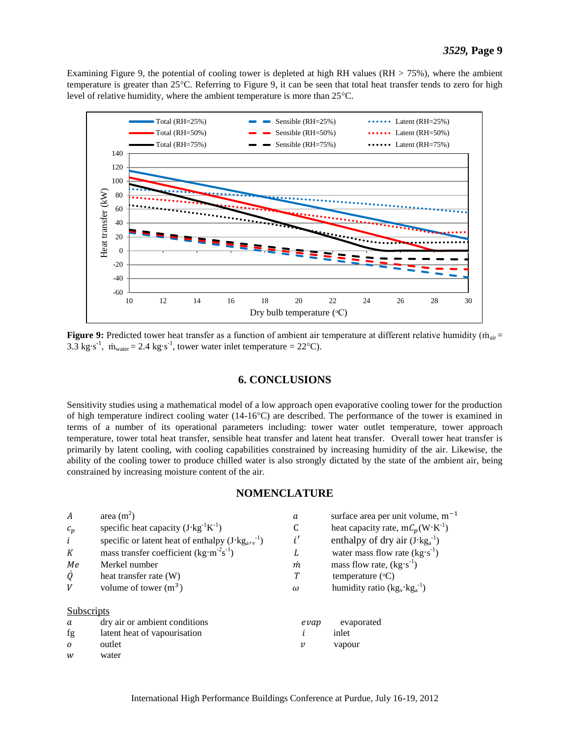Examining Figure 9, the potential of cooling tower is depleted at high RH values (RH > 75%), where the ambient temperature is greater than 25°C. Referring to Figure 9, it can be seen that total heat transfer tends to zero for high level of relative humidity, where the ambient temperature is more than 25°C.

**Figure 9:** Predicted tower heat transfer as a function of ambient air temperature at different relative humidity ($\dot{m}_{air}$ = 3.3 kg·s$^{-1}$, $\dot{m}_{water}$ = 2.4 kg·s$^{-1}$, tower water inlet temperature = 22°C).

## 6. CONCLUSIONS

Sensitivity studies using a mathematical model of a low approach open evaporative cooling tower for the production of high temperature indirect cooling water (14-16°C) are described. The performance of the tower is examined in terms of a number of its operational parameters including: tower water outlet temperature, tower approach temperature, tower total heat transfer, sensible heat transfer and latent heat transfer. Overall tower heat transfer is primarily by latent cooling, with cooling capabilities constrained by increasing humidity of the air. Likewise, the ability of the cooling tower to produce chilled water is also strongly dictated by the state of the ambient air, being constrained by increasing moisture content of the air.

## NOMENCLATURE

| | | | |
|---|---|---|---|
| $A$ | area (m$^2$) | $a$ | surface area per unit volume, m$^{-1}$ |
| $c_p$ | specific heat capacity (J·kg$^{-1}$K$^{-1}$) | $\mathrm{C}$ | heat capacity rate, $mC_p$(W·K$^{-1}$) |
| $i$ | specific or latent heat of enthalpy (J·kg$_{a+v}^{-1}$) | $i'$ | enthalpy of dry air (J·kg$_a^{-1}$) |
| $K$ | mass transfer coefficient (kg·m$^{-2}$s$^{-1}$) | $L$ | water mass flow rate (kg·s$^{-1}$) |
| $Me$ | Merkel number | $\dot{m}$ | mass flow rate, (kg·s$^{-1}$) |
| $\dot{Q}$ | heat transfer rate (W) | $T$ | temperature (°C) |
| $V$ | volume of tower (m$^3$) | $\omega$ | humidity ratio (kg$_v$·kg$_a^{-1}$) |

Subscripts

| | | | |
|---|---|---|---|
| $a$ | dry air or ambient conditions | $evap$ | evaporated |
| fg | latent heat of vapourisation | $i$ | inlet |
| $o$ | outlet | $v$ | vapour |
| $w$ | water | | |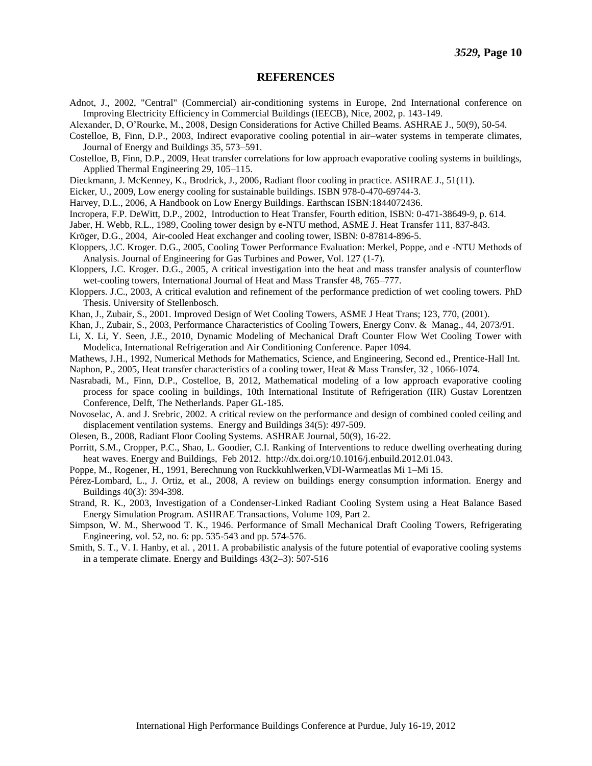## REFERENCES

Adnot, J., 2002, "Central" (Commercial) air-conditioning systems in Europe, 2nd International conference on Improving Electricity Efficiency in Commercial Buildings (IEECB), Nice, 2002, p. 143-149.

Alexander, D, O'Rourke, M., 2008, Design Considerations for Active Chilled Beams. ASHRAE J., 50(9), 50-54.

Costelloe, B, Finn, D.P., 2003, Indirect evaporative cooling potential in air–water systems in temperate climates, Journal of Energy and Buildings 35, 573–591.

Costelloe, B, Finn, D.P., 2009, Heat transfer correlations for low approach evaporative cooling systems in buildings, Applied Thermal Engineering 29, 105–115.

Dieckmann, J. McKenney, K., Brodrick, J., 2006, Radiant floor cooling in practice. ASHRAE J., 51(11).

Eicker, U., 2009, Low energy cooling for sustainable buildings. ISBN 978-0-470-69744-3.

Harvey, D.L., 2006, A Handbook on Low Energy Buildings. Earthscan ISBN:1844072436.

Incropera, F.P. DeWitt, D.P., 2002, Introduction to Heat Transfer, Fourth edition, ISBN: 0-471-38649-9, p. 614.

Jaber, H. Webb, R.L., 1989, Cooling tower design by e-NTU method, ASME J. Heat Transfer 111, 837-843.

Kröger, D.G., 2004, Air-cooled Heat exchanger and cooling tower, ISBN: 0-87814-896-5.

Kloppers, J.C. Kroger. D.G., 2005, Cooling Tower Performance Evaluation: Merkel, Poppe, and e -NTU Methods of Analysis. Journal of Engineering for Gas Turbines and Power, Vol. 127 (1-7).

Kloppers, J.C. Kroger. D.G., 2005, A critical investigation into the heat and mass transfer analysis of counterflow wet-cooling towers, International Journal of Heat and Mass Transfer 48, 765–777.

Kloppers. J.C., 2003, A critical evalution and refinement of the performance prediction of wet cooling towers. PhD Thesis. University of Stellenbosch.

Khan, J., Zubair, S., 2001. Improved Design of Wet Cooling Towers, ASME J Heat Trans; 123, 770, (2001).

Khan, J., Zubair, S., 2003, Performance Characteristics of Cooling Towers, Energy Conv. & Manag., 44, 2073/91.

Li, X. Li, Y. Seen, J.E., 2010, Dynamic Modeling of Mechanical Draft Counter Flow Wet Cooling Tower with Modelica, International Refrigeration and Air Conditioning Conference. Paper 1094.

Mathews, J.H., 1992, Numerical Methods for Mathematics, Science, and Engineering, Second ed., Prentice-Hall Int.

Naphon, P., 2005, Heat transfer characteristics of a cooling tower, Heat & Mass Transfer, 32 , 1066-1074.

Nasrabadi, M., Finn, D.P., Costelloe, B, 2012, Mathematical modeling of a low approach evaporative cooling process for space cooling in buildings, 10th International Institute of Refrigeration (IIR) Gustav Lorentzen Conference, Delft, The Netherlands. Paper GL-185.

Novoselac, A. and J. Srebric, 2002. A critical review on the performance and design of combined cooled ceiling and displacement ventilation systems. Energy and Buildings 34(5): 497-509.

Olesen, B., 2008, Radiant Floor Cooling Systems. ASHRAE Journal, 50(9), 16-22.

Porritt, S.M., Cropper, P.C., Shao, L. Goodier, C.I. Ranking of Interventions to reduce dwelling overheating during heat waves. Energy and Buildings, Feb 2012. http://dx.doi.org/10.1016/j.enbuild.2012.01.043.

Poppe, M., Rogener, H., 1991, Berechnung von Ruckkuhlwerken,VDI-Warmeatlas Mi 1–Mi 15.

Pérez-Lombard, L., J. Ortiz, et al., 2008, A review on buildings energy consumption information. Energy and Buildings 40(3): 394-398.

Strand, R. K., 2003, Investigation of a Condenser-Linked Radiant Cooling System using a Heat Balance Based Energy Simulation Program. ASHRAE Transactions, Volume 109, Part 2.

Simpson, W. M., Sherwood T. K., 1946. Performance of Small Mechanical Draft Cooling Towers, Refrigerating Engineering, vol. 52, no. 6: pp. 535-543 and pp. 574-576.

Smith, S. T., V. I. Hanby, et al. , 2011. A probabilistic analysis of the future potential of evaporative cooling systems in a temperate climate. Energy and Buildings 43(2–3): 507-516